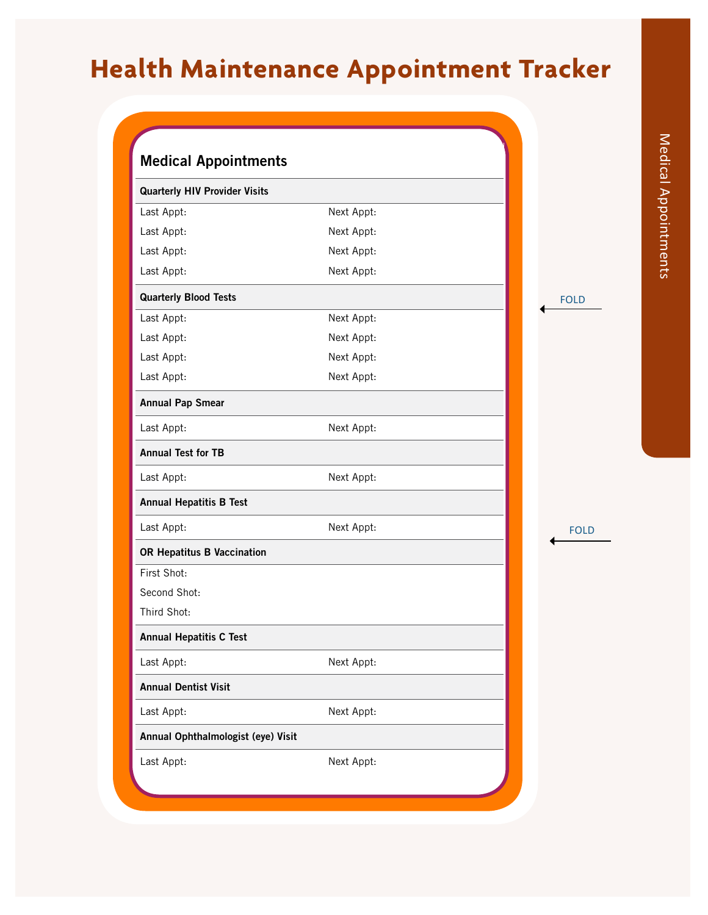# Health Maintenance Appointment Tracker

## Medical Appointments

**Quarterly HIV Provider Visits**

| | |
|---|---|
| Last Appt: | Next Appt: |
| Last Appt: | Next Appt: |
| Last Appt: | Next Appt: |
| Last Appt: | Next Appt: |

**Quarterly Blood Tests**

| | |
|---|---|
| Last Appt: | Next Appt: |
| Last Appt: | Next Appt: |
| Last Appt: | Next Appt: |
| Last Appt: | Next Appt: |

**Annual Pap Smear**

| | |
|---|---|
| Last Appt: | Next Appt: |

**Annual Test for TB**

| | |
|---|---|
| Last Appt: | Next Appt: |

**Annual Hepatitis B Test**

| | |
|---|---|
| Last Appt: | Next Appt: |

**OR Hepatitus B Vaccination**

First Shot:

Second Shot:

Third Shot:

**Annual Hepatitis C Test**

| | |
|---|---|
| Last Appt: | Next Appt: |

**Annual Dentist Visit**

| | |
|---|---|
| Last Appt: | Next Appt: |

**Annual Ophthalmologist (eye) Visit**

| | |
|---|---|
| Last Appt: | Next Appt: |

FOLD

FOLD

Medical Appointments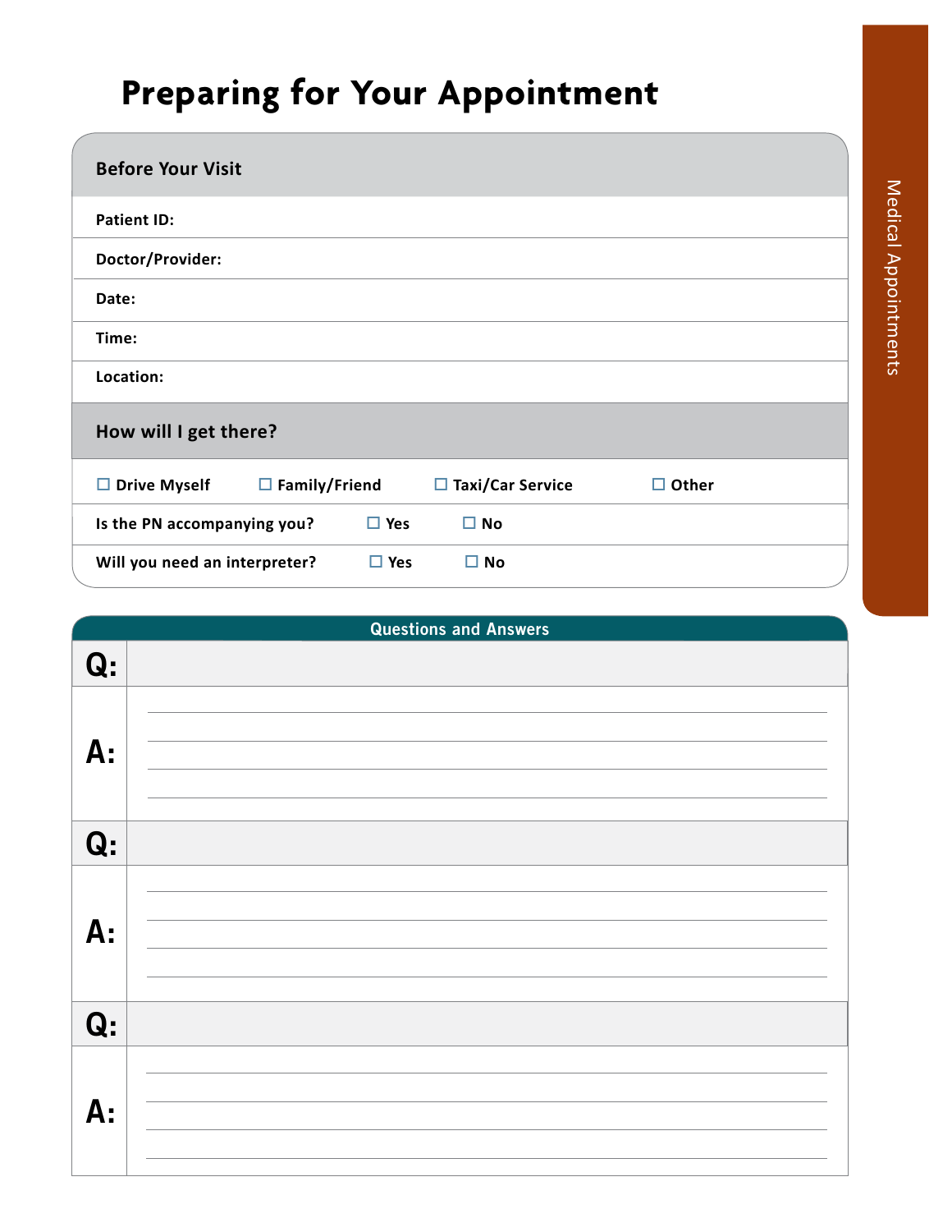# Preparing for Your Appointment

## Before Your Visit

**Patient ID:**

**Doctor/Provider:**

**Date:**

**Time:**

**Location:**

## How will I get there?

☐ Drive Myself ☐ Family/Friend ☐ Taxi/Car Service ☐ Other

**Is the PN accompanying you?** ☐ Yes ☐ No

**Will you need an interpreter?** ☐ Yes ☐ No

## Questions and Answers

**Q:**

**A:**

**Q:**

**A:**

**Q:**

**A:**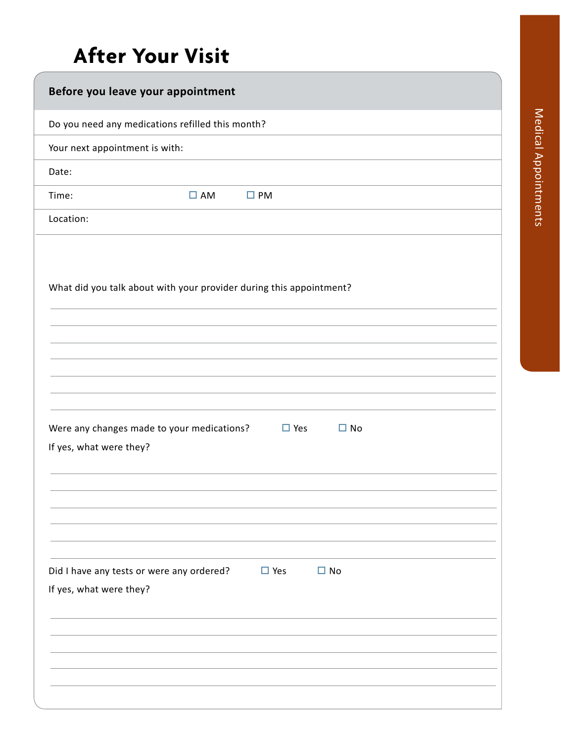# After Your Visit

**Before you leave your appointment**

Do you need any medications refilled this month?

Your next appointment is with:

Date:

Time: ☐ AM ☐ PM

Location:

What did you talk about with your provider during this appointment?

Were any changes made to your medications? ☐ Yes ☐ No

If yes, what were they?

Did I have any tests or were any ordered? ☐ Yes ☐ No

If yes, what were they?

Medical Appointments